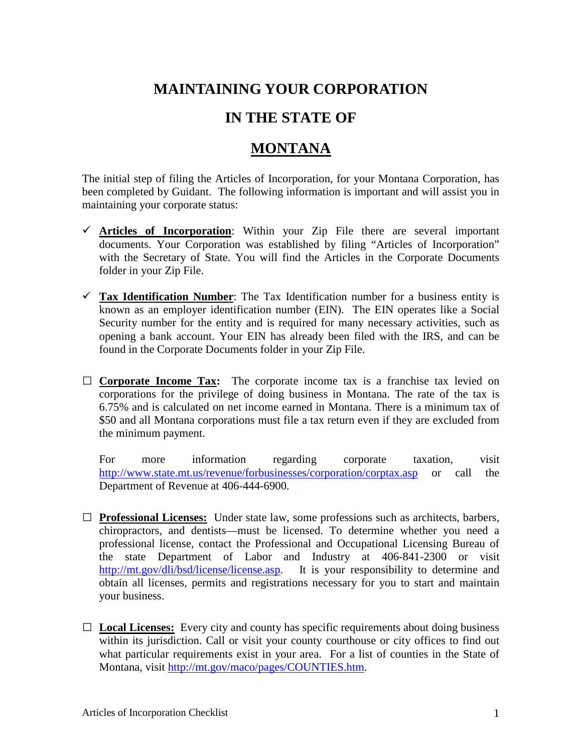# MAINTAINING YOUR CORPORATION

# IN THE STATE OF

# MONTANA

The initial step of filing the Articles of Incorporation, for your Montana Corporation, has been completed by Guidant. The following information is important and will assist you in maintaining your corporate status:

- ✓ **Articles of Incorporation**: Within your Zip File there are several important documents. Your Corporation was established by filing "Articles of Incorporation" with the Secretary of State. You will find the Articles in the Corporate Documents folder in your Zip File.

- ✓ **Tax Identification Number**: The Tax Identification number for a business entity is known as an employer identification number (EIN). The EIN operates like a Social Security number for the entity and is required for many necessary activities, such as opening a bank account. Your EIN has already been filed with the IRS, and can be found in the Corporate Documents folder in your Zip File.

- ☐ **Corporate Income Tax:** The corporate income tax is a franchise tax levied on corporations for the privilege of doing business in Montana. The rate of the tax is 6.75% and is calculated on net income earned in Montana. There is a minimum tax of $50 and all Montana corporations must file a tax return even if they are excluded from the minimum payment.

  For more information regarding corporate taxation, visit http://www.state.mt.us/revenue/forbusinesses/corporation/corptax.asp or call the Department of Revenue at 406-444-6900.

- ☐ **Professional Licenses:** Under state law, some professions such as architects, barbers, chiropractors, and dentists—must be licensed. To determine whether you need a professional license, contact the Professional and Occupational Licensing Bureau of the state Department of Labor and Industry at 406-841-2300 or visit http://mt.gov/dli/bsd/license/license.asp. It is your responsibility to determine and obtain all licenses, permits and registrations necessary for you to start and maintain your business.

- ☐ **Local Licenses:** Every city and county has specific requirements about doing business within its jurisdiction. Call or visit your county courthouse or city offices to find out what particular requirements exist in your area. For a list of counties in the State of Montana, visit http://mt.gov/maco/pages/COUNTIES.htm.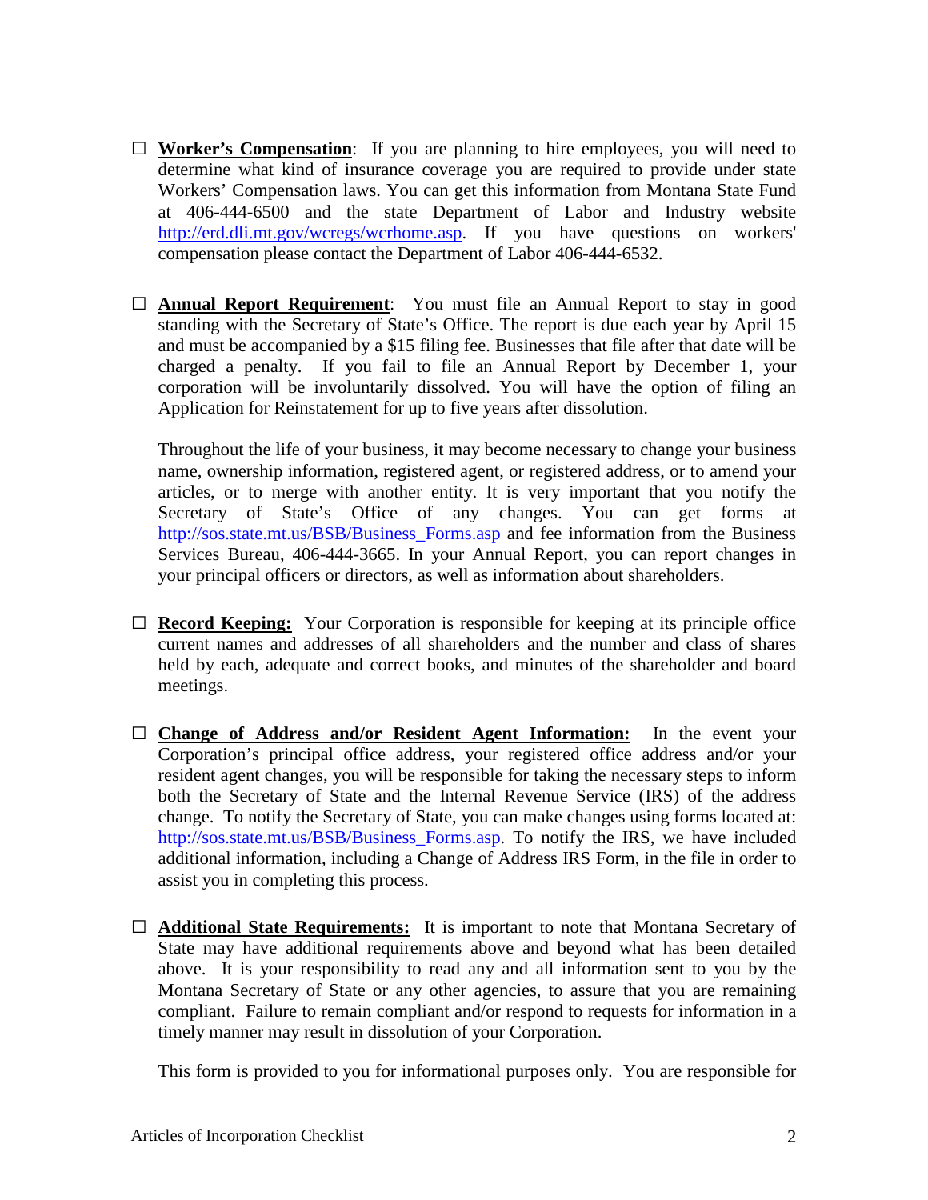- ☐ **Worker's Compensation**: If you are planning to hire employees, you will need to determine what kind of insurance coverage you are required to provide under state Workers' Compensation laws. You can get this information from Montana State Fund at 406-444-6500 and the state Department of Labor and Industry website http://erd.dli.mt.gov/wcregs/wcrhome.asp. If you have questions on workers' compensation please contact the Department of Labor 406-444-6532.

- ☐ **Annual Report Requirement**: You must file an Annual Report to stay in good standing with the Secretary of State's Office. The report is due each year by April 15 and must be accompanied by a $15 filing fee. Businesses that file after that date will be charged a penalty. If you fail to file an Annual Report by December 1, your corporation will be involuntarily dissolved. You will have the option of filing an Application for Reinstatement for up to five years after dissolution.

  Throughout the life of your business, it may become necessary to change your business name, ownership information, registered agent, or registered address, or to amend your articles, or to merge with another entity. It is very important that you notify the Secretary of State's Office of any changes. You can get forms at http://sos.state.mt.us/BSB/Business_Forms.asp and fee information from the Business Services Bureau, 406-444-3665. In your Annual Report, you can report changes in your principal officers or directors, as well as information about shareholders.

- ☐ **Record Keeping:** Your Corporation is responsible for keeping at its principle office current names and addresses of all shareholders and the number and class of shares held by each, adequate and correct books, and minutes of the shareholder and board meetings.

- ☐ **Change of Address and/or Resident Agent Information:** In the event your Corporation's principal office address, your registered office address and/or your resident agent changes, you will be responsible for taking the necessary steps to inform both the Secretary of State and the Internal Revenue Service (IRS) of the address change. To notify the Secretary of State, you can make changes using forms located at: http://sos.state.mt.us/BSB/Business_Forms.asp. To notify the IRS, we have included additional information, including a Change of Address IRS Form, in the file in order to assist you in completing this process.

- ☐ **Additional State Requirements:** It is important to note that Montana Secretary of State may have additional requirements above and beyond what has been detailed above. It is your responsibility to read any and all information sent to you by the Montana Secretary of State or any other agencies, to assure that you are remaining compliant. Failure to remain compliant and/or respond to requests for information in a timely manner may result in dissolution of your Corporation.

  This form is provided to you for informational purposes only. You are responsible for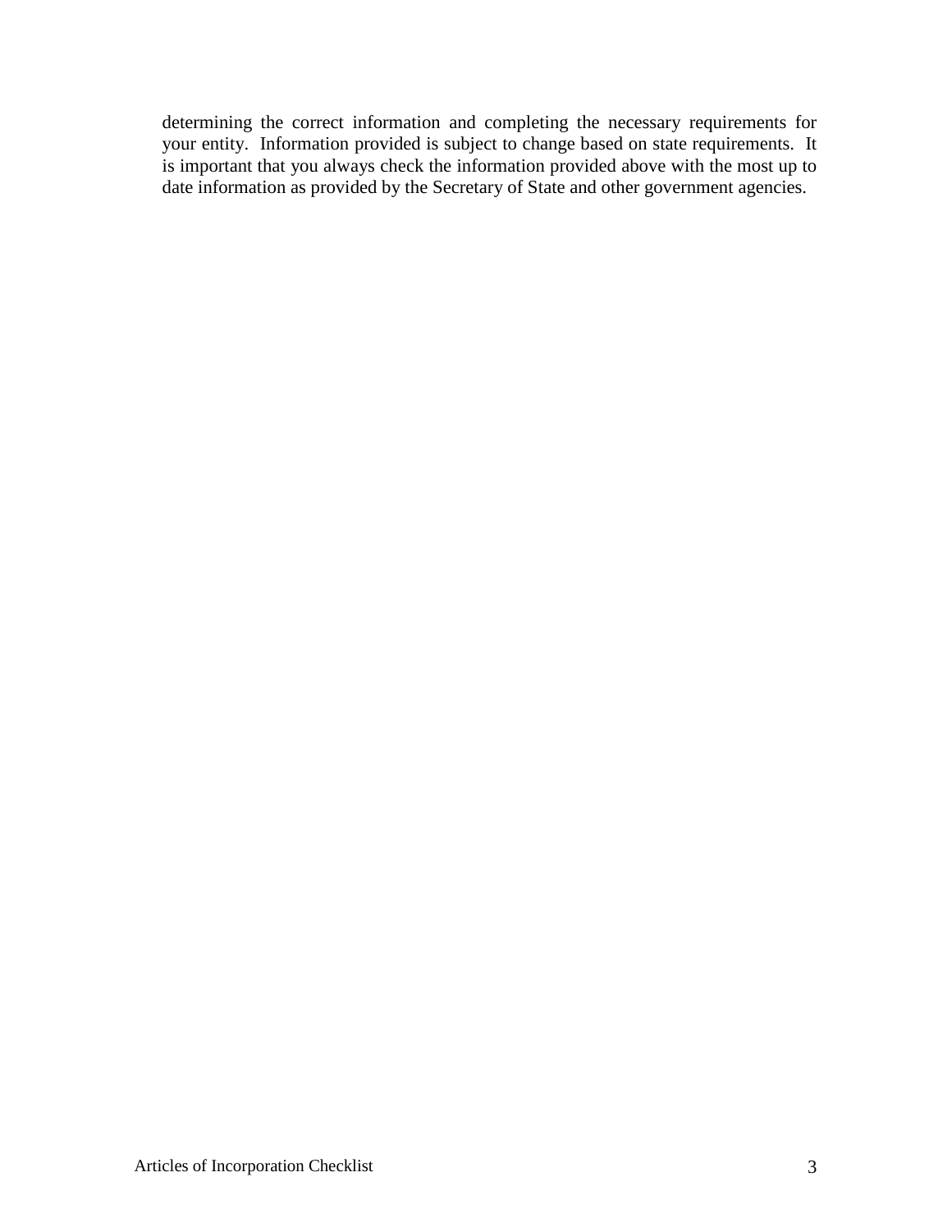determining the correct information and completing the necessary requirements for your entity. Information provided is subject to change based on state requirements. It is important that you always check the information provided above with the most up to date information as provided by the Secretary of State and other government agencies.